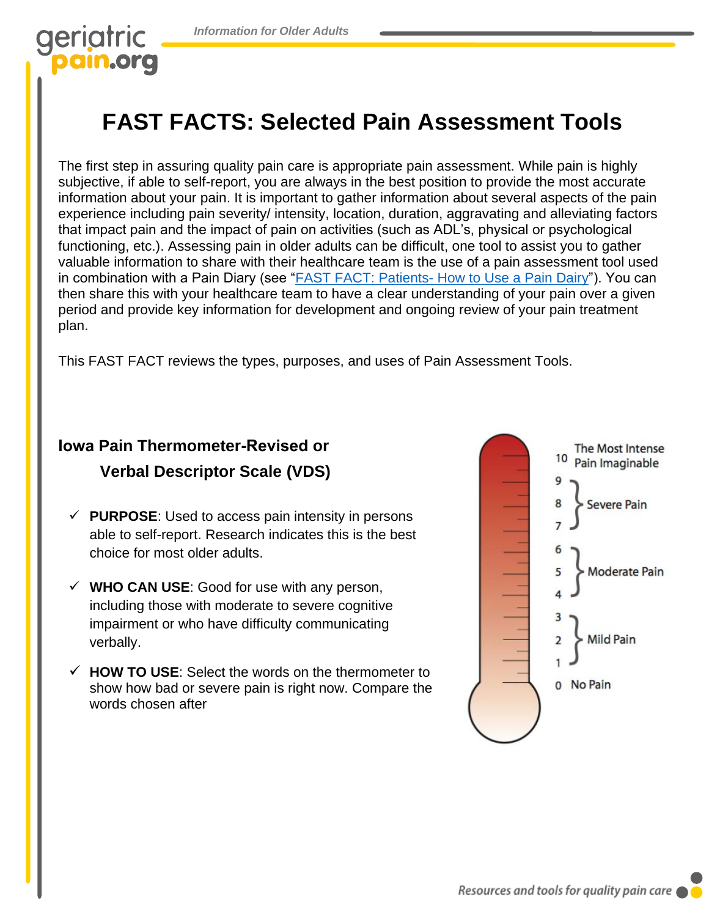# FAST FACTS: Selected Pain Assessment Tools

The first step in assuring quality pain care is appropriate pain assessment. While pain is highly subjective, if able to self-report, you are always in the best position to provide the most accurate information about your pain. It is important to gather information about several aspects of the pain experience including pain severity/ intensity, location, duration, aggravating and alleviating factors that impact pain and the impact of pain on activities (such as ADL's, physical or psychological functioning, etc.). Assessing pain in older adults can be difficult, one tool to assist you to gather valuable information to share with their healthcare team is the use of a pain assessment tool used in combination with a Pain Diary (see "[FAST FACT: Patients- How to Use a Pain Dairy]"). You can then share this with your healthcare team to have a clear understanding of your pain over a given period and provide key information for development and ongoing review of your pain treatment plan.

This FAST FACT reviews the types, purposes, and uses of Pain Assessment Tools.

## Iowa Pain Thermometer-Revised or Verbal Descriptor Scale (VDS)

- ✓ **PURPOSE**: Used to access pain intensity in persons able to self-report. Research indicates this is the best choice for most older adults.
- ✓ **WHO CAN USE**: Good for use with any person, including those with moderate to severe cognitive impairment or who have difficulty communicating verbally.
- ✓ **HOW TO USE**: Select the words on the thermometer to show how bad or severe pain is right now. Compare the words chosen after

10 The Most Intense Pain Imaginable
9, 8, 7 Severe Pain
6, 5, 4 Moderate Pain
3, 2, 1 Mild Pain
0 No Pain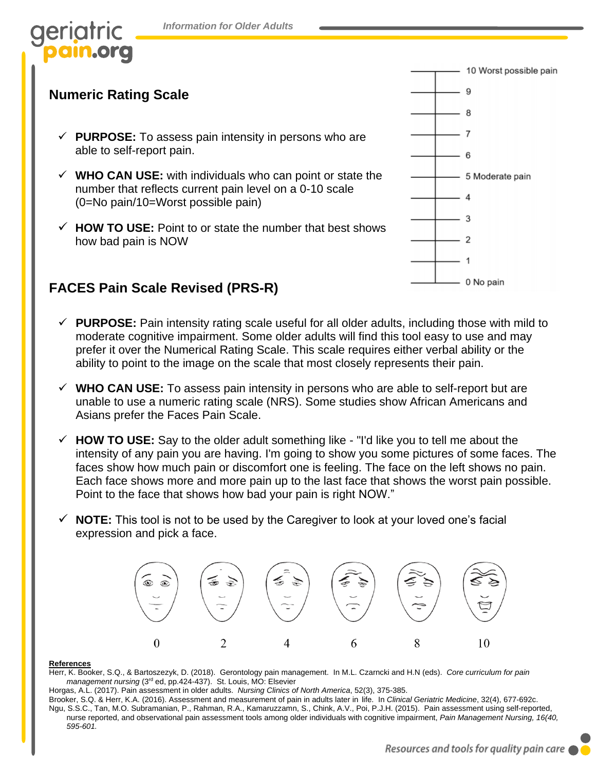## Numeric Rating Scale

- ✓ **PURPOSE:** To assess pain intensity in persons who are able to self-report pain.
- ✓ **WHO CAN USE:** with individuals who can point or state the number that reflects current pain level on a 0-10 scale (0=No pain/10=Worst possible pain)
- ✓ **HOW TO USE:** Point to or state the number that best shows how bad pain is NOW

10 Worst possible pain
9
8
7
6
5 Moderate pain
4
3
2
1
0 No pain

## FACES Pain Scale Revised (PRS-R)

- ✓ **PURPOSE:** Pain intensity rating scale useful for all older adults, including those with mild to moderate cognitive impairment. Some older adults will find this tool easy to use and may prefer it over the Numerical Rating Scale. This scale requires either verbal ability or the ability to point to the image on the scale that most closely represents their pain.
- ✓ **WHO CAN USE:** To assess pain intensity in persons who are able to self-report but are unable to use a numeric rating scale (NRS). Some studies show African Americans and Asians prefer the Faces Pain Scale.
- ✓ **HOW TO USE:** Say to the older adult something like - "I'd like you to tell me about the intensity of any pain you are having. I'm going to show you some pictures of some faces. The faces show how much pain or discomfort one is feeling. The face on the left shows no pain. Each face shows more and more pain up to the last face that shows the worst pain possible. Point to the face that shows how bad your pain is right NOW."
- ✓ **NOTE:** This tool is not to be used by the Caregiver to look at your loved one's facial expression and pick a face.

0 2 4 6 8 10

**References**

Herr, K. Booker, S.Q., & Bartoszezyk, D. (2018). Gerontology pain management. In M.L. Czarncki and H.N (eds). *Core curriculum for pain management nursing* (3rd ed, pp.424-437). St. Louis, MO: Elsevier

Horgas, A.L. (2017). Pain assessment in older adults. *Nursing Clinics of North America*, 52(3), 375-385.

Brooker, S.Q. & Herr, K.A. (2016). Assessment and measurement of pain in adults later in life. In *Clinical Geriatric Medicine*, 32(4), 677-692c.

Ngu, S.S.C., Tan, M.O. Subramanian, P., Rahman, R.A., Kamaruzzamn, S., Chink, A.V., Poi, P.J.H. (2015). Pain assessment using self-reported, nurse reported, and observational pain assessment tools among older individuals with cognitive impairment, *Pain Management Nursing, 16(40, 595-601.*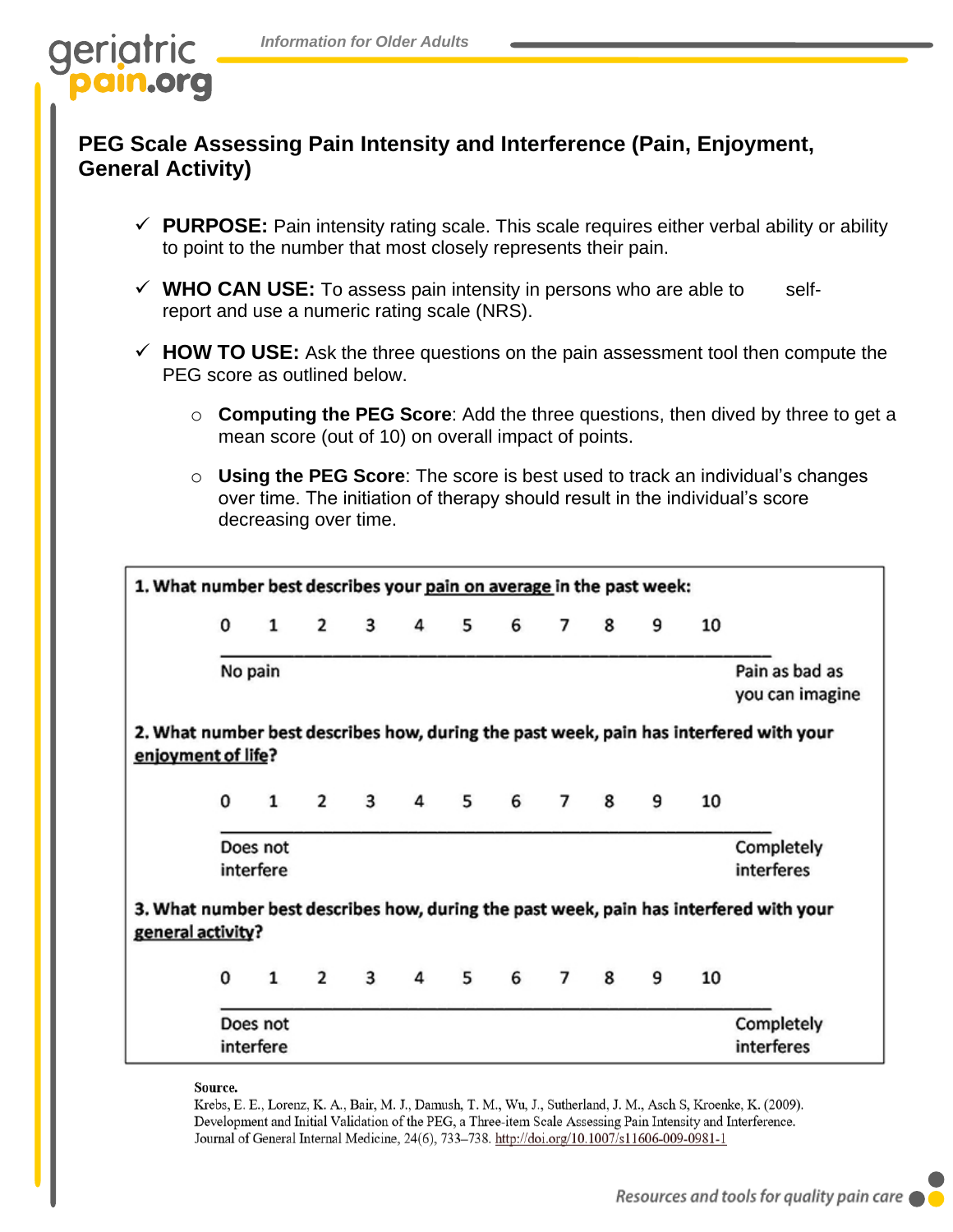## PEG Scale Assessing Pain Intensity and Interference (Pain, Enjoyment, General Activity)

- ✓ **PURPOSE:** Pain intensity rating scale. This scale requires either verbal ability or ability to point to the number that most closely represents their pain.
- ✓ **WHO CAN USE:** To assess pain intensity in persons who are able to self-report and use a numeric rating scale (NRS).
- ✓ **HOW TO USE:** Ask the three questions on the pain assessment tool then compute the PEG score as outlined below.
  - **Computing the PEG Score**: Add the three questions, then dived by three to get a mean score (out of 10) on overall impact of points.
  - **Using the PEG Score**: The score is best used to track an individual's changes over time. The initiation of therapy should result in the individual's score decreasing over time.

**1. What number best describes your pain on average in the past week:**

0 1 2 3 4 5 6 7 8 9 10

No pain — Pain as bad as you can imagine

**2. What number best describes how, during the past week, pain has interfered with your enjoyment of life?**

0 1 2 3 4 5 6 7 8 9 10

Does not interfere — Completely interferes

**3. What number best describes how, during the past week, pain has interfered with your general activity?**

0 1 2 3 4 5 6 7 8 9 10

Does not interfere — Completely interferes

**Source.**
Krebs, E. E., Lorenz, K. A., Bair, M. J., Damush, T. M., Wu, J., Sutherland, J. M., Asch S, Kroenke, K. (2009). Development and Initial Validation of the PEG, a Three-item Scale Assessing Pain Intensity and Interference. Journal of General Internal Medicine, 24(6), 733–738. http://doi.org/10.1007/s11606-009-0981-1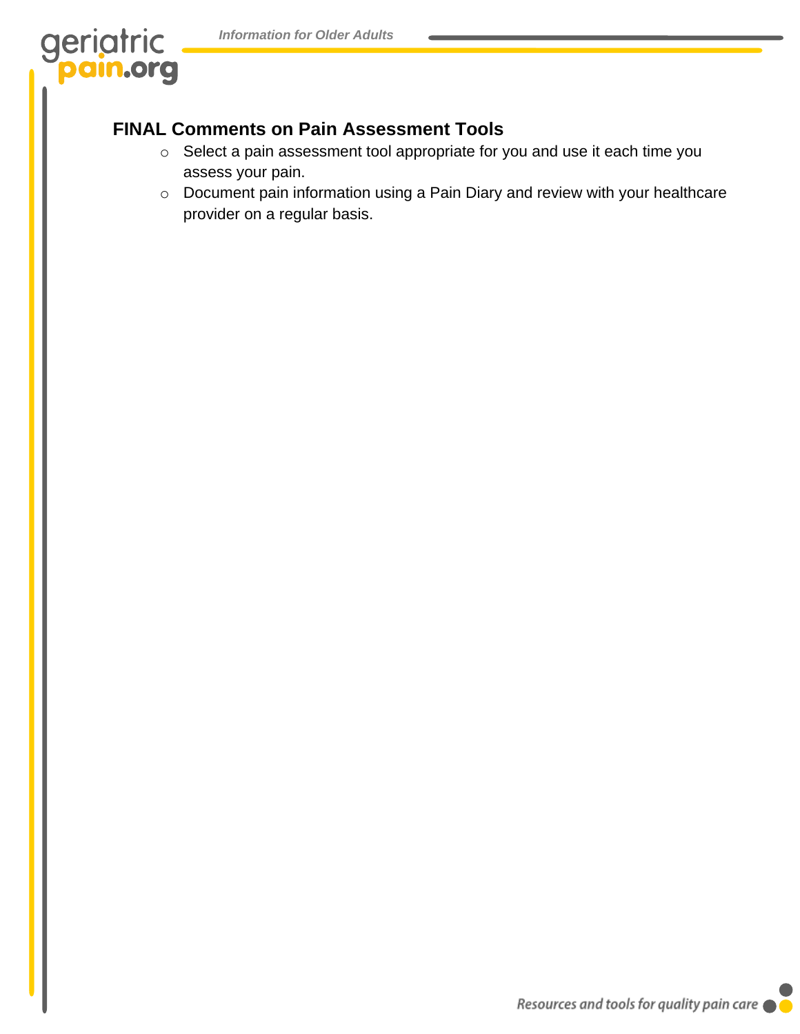## FINAL Comments on Pain Assessment Tools

- Select a pain assessment tool appropriate for you and use it each time you assess your pain.
- Document pain information using a Pain Diary and review with your healthcare provider on a regular basis.